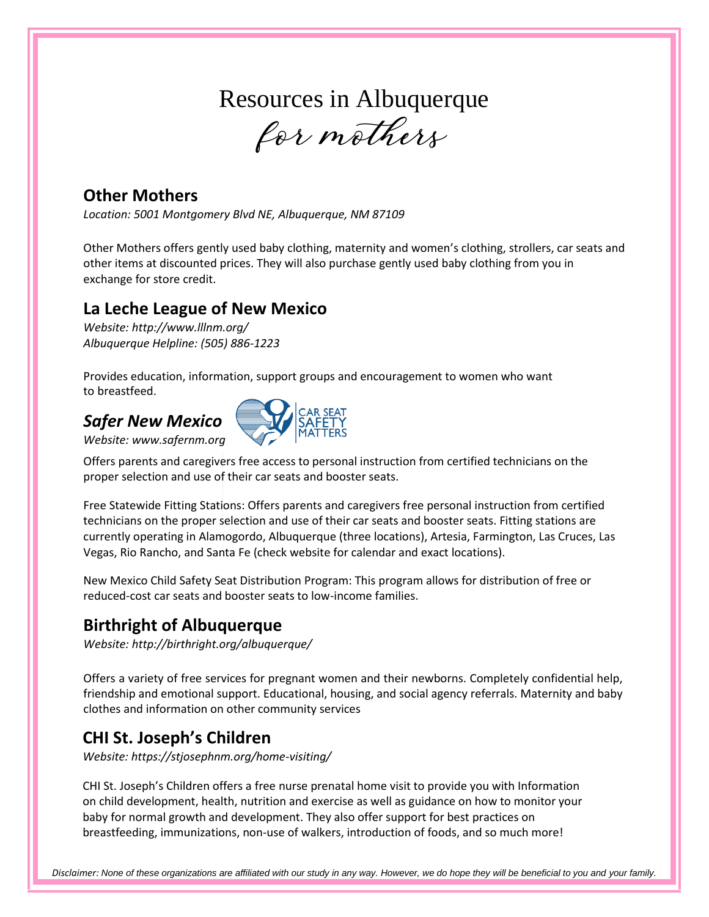# Resources in Albuquerque

*for mothers*

## Other Mothers

*Location: 5001 Montgomery Blvd NE, Albuquerque, NM 87109*

Other Mothers offers gently used baby clothing, maternity and women's clothing, strollers, car seats and other items at discounted prices. They will also purchase gently used baby clothing from you in exchange for store credit.

## La Leche League of New Mexico

*Website: http://www.lllnm.org/*
*Albuquerque Helpline: (505) 886-1223*

Provides education, information, support groups and encouragement to women who want to breastfeed.

## *Safer New Mexico*

*Website: www.safernm.org*

CAR SEAT SAFETY MATTERS

Offers parents and caregivers free access to personal instruction from certified technicians on the proper selection and use of their car seats and booster seats.

Free Statewide Fitting Stations: Offers parents and caregivers free personal instruction from certified technicians on the proper selection and use of their car seats and booster seats. Fitting stations are currently operating in Alamogordo, Albuquerque (three locations), Artesia, Farmington, Las Cruces, Las Vegas, Rio Rancho, and Santa Fe (check website for calendar and exact locations).

New Mexico Child Safety Seat Distribution Program: This program allows for distribution of free or reduced-cost car seats and booster seats to low-income families.

## Birthright of Albuquerque

*Website: http://birthright.org/albuquerque/*

Offers a variety of free services for pregnant women and their newborns. Completely confidential help, friendship and emotional support. Educational, housing, and social agency referrals. Maternity and baby clothes and information on other community services

## CHI St. Joseph's Children

*Website: https://stjosephnm.org/home-visiting/*

CHI St. Joseph's Children offers a free nurse prenatal home visit to provide you with Information on child development, health, nutrition and exercise as well as guidance on how to monitor your baby for normal growth and development. They also offer support for best practices on breastfeeding, immunizations, non-use of walkers, introduction of foods, and so much more!

*Disclaimer: None of these organizations are affiliated with our study in any way. However, we do hope they will be beneficial to you and your family.*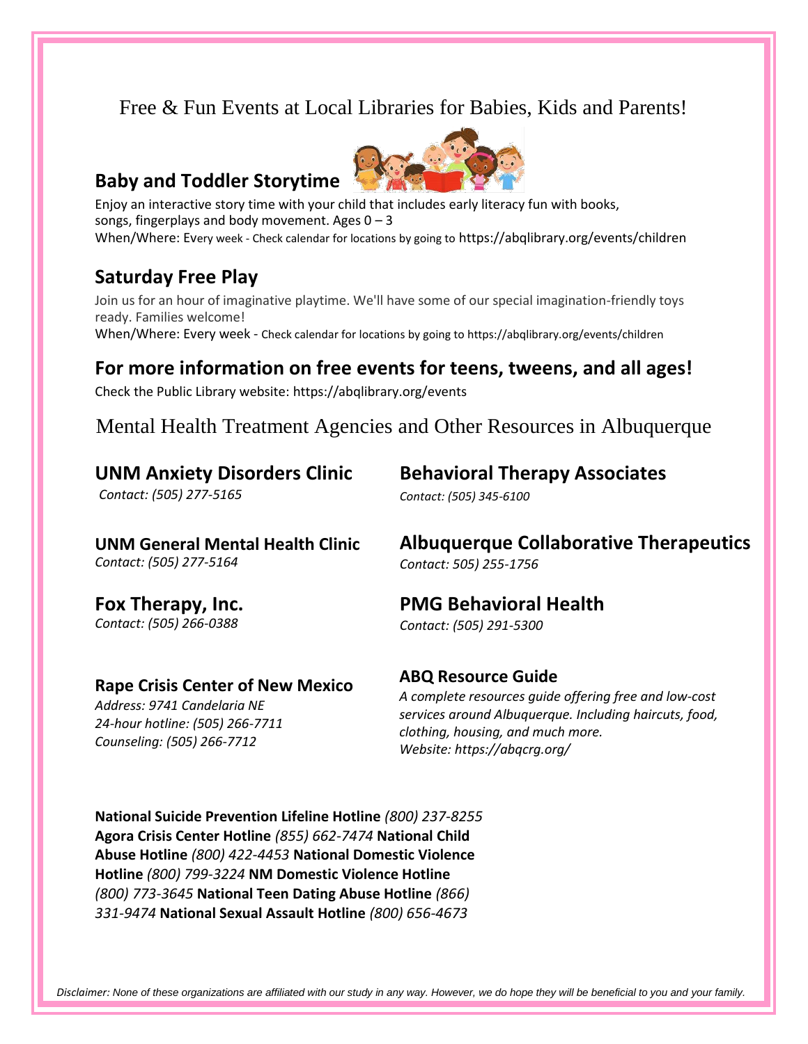Free & Fun Events at Local Libraries for Babies, Kids and Parents!

## Baby and Toddler Storytime

Enjoy an interactive story time with your child that includes early literacy fun with books, songs, fingerplays and body movement. Ages 0 – 3

When/Where: Every week - Check calendar for locations by going to https://abqlibrary.org/events/children

## Saturday Free Play

Join us for an hour of imaginative playtime. We'll have some of our special imagination-friendly toys ready. Families welcome!

When/Where: Every week - Check calendar for locations by going to https://abqlibrary.org/events/children

## For more information on free events for teens, tweens, and all ages!

Check the Public Library website: https://abqlibrary.org/events

# Mental Health Treatment Agencies and Other Resources in Albuquerque

### UNM Anxiety Disorders Clinic

*Contact: (505) 277-5165*

### UNM General Mental Health Clinic

*Contact: (505) 277-5164*

### Fox Therapy, Inc.

*Contact: (505) 266-0388*

### Rape Crisis Center of New Mexico

*Address: 9741 Candelaria NE*
*24-hour hotline: (505) 266-7711*
*Counseling: (505) 266-7712*

### Behavioral Therapy Associates

*Contact: (505) 345-6100*

### Albuquerque Collaborative Therapeutics

*Contact: 505) 255-1756*

### PMG Behavioral Health

*Contact: (505) 291-5300*

### ABQ Resource Guide

*A complete resources guide offering free and low-cost services around Albuquerque. Including haircuts, food, clothing, housing, and much more.*
*Website: https://abqcrg.org/*

**National Suicide Prevention Lifeline Hotline** *(800) 237-8255* **Agora Crisis Center Hotline** *(855) 662-7474* **National Child Abuse Hotline** *(800) 422-4453* **National Domestic Violence Hotline** *(800) 799-3224* **NM Domestic Violence Hotline** *(800) 773-3645* **National Teen Dating Abuse Hotline** *(866) 331-9474* **National Sexual Assault Hotline** *(800) 656-4673*

*Disclaimer: None of these organizations are affiliated with our study in any way. However, we do hope they will be beneficial to you and your family.*